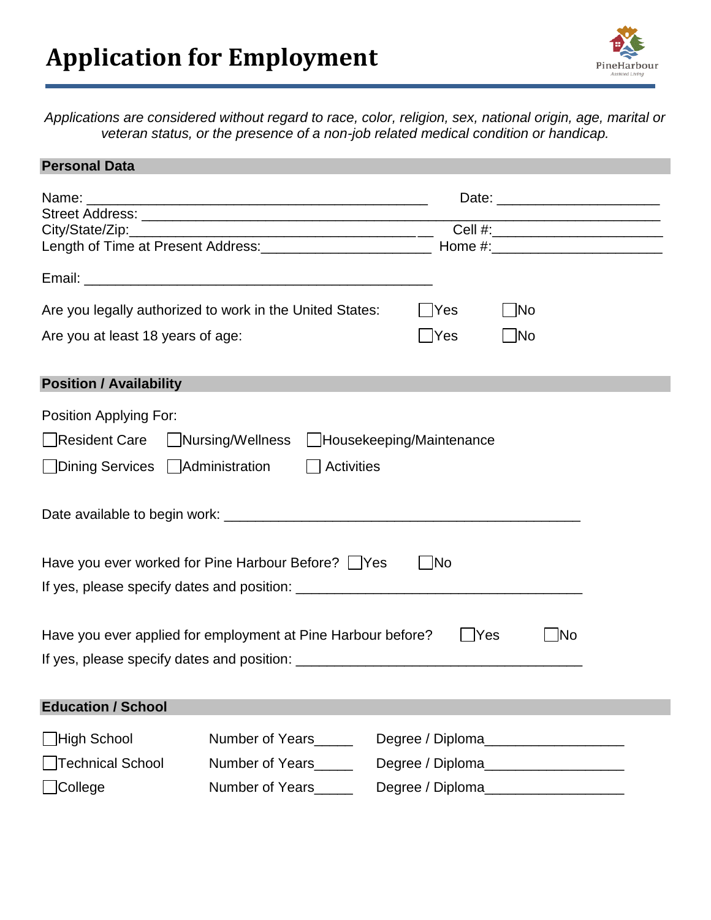# Application for Employment

PineHarbour
Assisted Living

*Applications are considered without regard to race, color, religion, sex, national origin, age, marital or veteran status, or the presence of a non-job related medical condition or handicap.*

## Personal Data

Name: _____________________________________________ Date: _____________________

Street Address: ____________________________________________________________________

City/State/Zip:_________________________________________ Cell #:______________________

Length of Time at Present Address:______________________ Home #:______________________

Email: _____________________________________________

Are you legally authorized to work in the United States: ☐Yes ☐No

Are you at least 18 years of age: ☐Yes ☐No

## Position / Availability

Position Applying For:

☐Resident Care ☐Nursing/Wellness ☐Housekeeping/Maintenance

☐Dining Services ☐Administration ☐ Activities

Date available to begin work: ______________________________________________

Have you ever worked for Pine Harbour Before? ☐Yes ☐No

If yes, please specify dates and position: _____________________________________

Have you ever applied for employment at Pine Harbour before? ☐Yes ☐No

If yes, please specify dates and position: _____________________________________

## Education / School

☐High School Number of Years_____ Degree / Diploma__________________

☐Technical School Number of Years_____ Degree / Diploma__________________

☐College Number of Years_____ Degree / Diploma__________________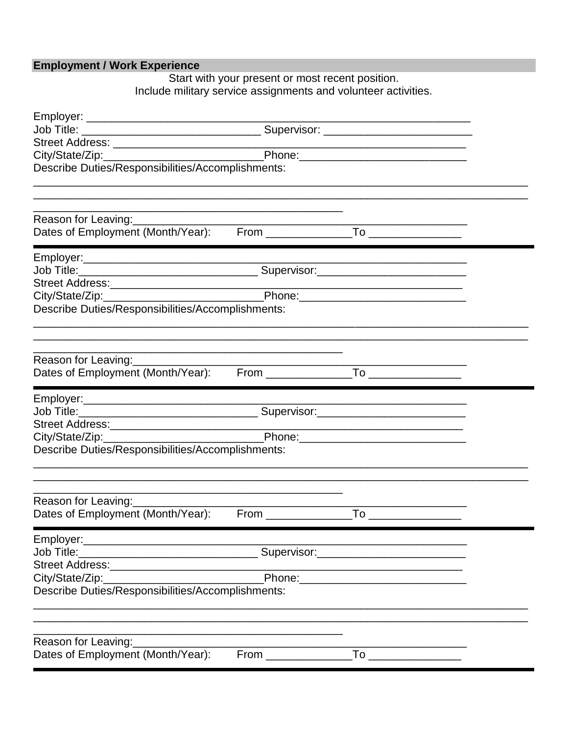## Employment / Work Experience

Start with your present or most recent position.
Include military service assignments and volunteer activities.

Employer: ___________________________________________________________________
Job Title: _____________________________ Supervisor: ________________________
Street Address: _______________________________________________________________
City/State/Zip:__________________________Phone:___________________________
Describe Duties/Responsibilities/Accomplishments:
_______________________________________________________________________________
_______________________________________________________________________________
____________________________________________________
Reason for Leaving:_____________________________________________________________
Dates of Employment (Month/Year): From _____________To ______________

---

Employer:_____________________________________________________________________
Job Title:_____________________________ Supervisor:________________________
Street Address:________________________________________________________________
City/State/Zip:__________________________Phone:___________________________
Describe Duties/Responsibilities/Accomplishments:
_______________________________________________________________________________
_______________________________________________________________________________
____________________________________________________
Reason for Leaving:_____________________________________________________________
Dates of Employment (Month/Year): From _____________To ______________

---

Employer:_____________________________________________________________________
Job Title:_____________________________ Supervisor:________________________
Street Address:________________________________________________________________
City/State/Zip:__________________________Phone:___________________________
Describe Duties/Responsibilities/Accomplishments:
_______________________________________________________________________________
_______________________________________________________________________________
____________________________________________________
Reason for Leaving:_____________________________________________________________
Dates of Employment (Month/Year): From _____________To ______________

---

Employer:_____________________________________________________________________
Job Title:_____________________________ Supervisor:________________________
Street Address:________________________________________________________________
City/State/Zip:__________________________Phone:___________________________
Describe Duties/Responsibilities/Accomplishments:
_______________________________________________________________________________
_______________________________________________________________________________
____________________________________________________
Reason for Leaving:_____________________________________________________________
Dates of Employment (Month/Year): From _____________To ______________

---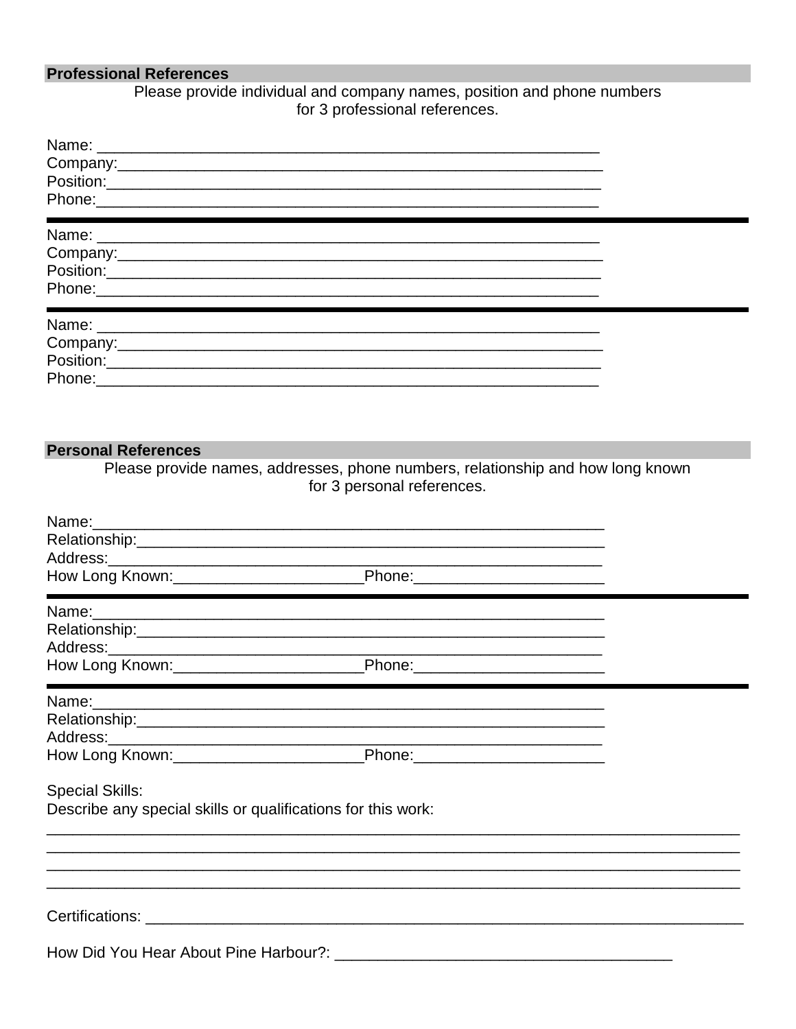## Professional References

Please provide individual and company names, position and phone numbers for 3 professional references.

Name: ___________________________________________________________
Company:_________________________________________________________
Position:__________________________________________________________
Phone:____________________________________________________________

---

Name: ___________________________________________________________
Company:_________________________________________________________
Position:__________________________________________________________
Phone:____________________________________________________________

---

Name: ___________________________________________________________
Company:_________________________________________________________
Position:__________________________________________________________
Phone:____________________________________________________________

## Personal References

Please provide names, addresses, phone numbers, relationship and how long known for 3 personal references.

Name:_____________________________________________________________
Relationship:_______________________________________________________
Address:___________________________________________________________
How Long Known:______________________Phone:______________________

---

Name:_____________________________________________________________
Relationship:_______________________________________________________
Address:___________________________________________________________
How Long Known:______________________Phone:______________________

---

Name:_____________________________________________________________
Relationship:_______________________________________________________
Address:___________________________________________________________
How Long Known:______________________Phone:______________________

Special Skills:
Describe any special skills or qualifications for this work:
__________________________________________________________________________________
__________________________________________________________________________________
__________________________________________________________________________________
__________________________________________________________________________________

Certifications: ____________________________________________________________________

How Did You Hear About Pine Harbour?: _______________________________________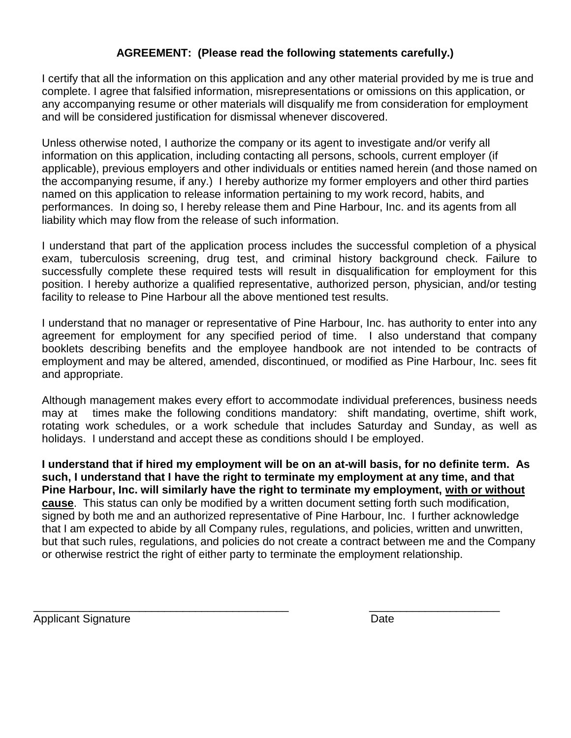**AGREEMENT: (Please read the following statements carefully.)**

I certify that all the information on this application and any other material provided by me is true and complete. I agree that falsified information, misrepresentations or omissions on this application, or any accompanying resume or other materials will disqualify me from consideration for employment and will be considered justification for dismissal whenever discovered.

Unless otherwise noted, I authorize the company or its agent to investigate and/or verify all information on this application, including contacting all persons, schools, current employer (if applicable), previous employers and other individuals or entities named herein (and those named on the accompanying resume, if any.) I hereby authorize my former employers and other third parties named on this application to release information pertaining to my work record, habits, and performances. In doing so, I hereby release them and Pine Harbour, Inc. and its agents from all liability which may flow from the release of such information.

I understand that part of the application process includes the successful completion of a physical exam, tuberculosis screening, drug test, and criminal history background check. Failure to successfully complete these required tests will result in disqualification for employment for this position. I hereby authorize a qualified representative, authorized person, physician, and/or testing facility to release to Pine Harbour all the above mentioned test results.

I understand that no manager or representative of Pine Harbour, Inc. has authority to enter into any agreement for employment for any specified period of time. I also understand that company booklets describing benefits and the employee handbook are not intended to be contracts of employment and may be altered, amended, discontinued, or modified as Pine Harbour, Inc. sees fit and appropriate.

Although management makes every effort to accommodate individual preferences, business needs may at times make the following conditions mandatory: shift mandating, overtime, shift work, rotating work schedules, or a work schedule that includes Saturday and Sunday, as well as holidays. I understand and accept these as conditions should I be employed.

**I understand that if hired my employment will be on an at-will basis, for no definite term. As such, I understand that I have the right to terminate my employment at any time, and that Pine Harbour, Inc. will similarly have the right to terminate my employment, with or without cause**. This status can only be modified by a written document setting forth such modification, signed by both me and an authorized representative of Pine Harbour, Inc. I further acknowledge that I am expected to abide by all Company rules, regulations, and policies, written and unwritten, but that such rules, regulations, and policies do not create a contract between me and the Company or otherwise restrict the right of either party to terminate the employment relationship.

\_\_\_\_\_\_\_\_\_\_\_\_\_\_\_\_\_\_\_\_\_\_\_\_\_\_\_\_\_\_\_\_\_\_\_\_\_\_\_\_ \_\_\_\_\_\_\_\_\_\_\_\_\_\_\_\_\_\_\_\_\_

Applicant Signature Date